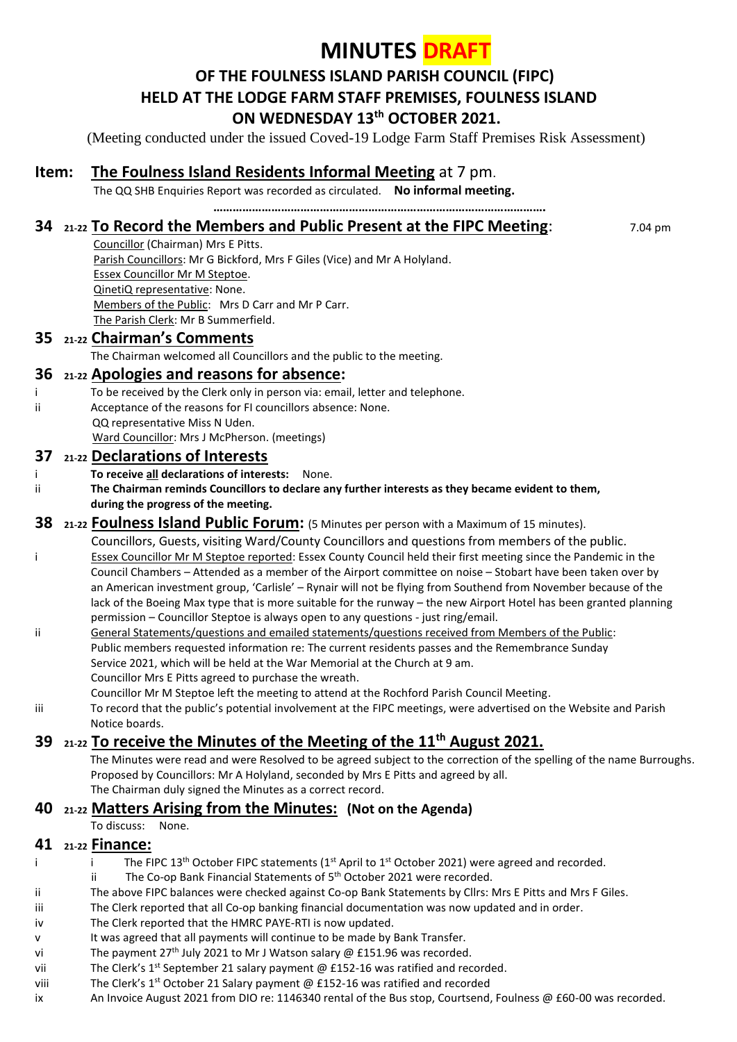# MINUTES DRAFT

## OF THE FOULNESS ISLAND PARISH COUNCIL (FIPC)
## HELD AT THE LODGE FARM STAFF PREMISES, FOULNESS ISLAND
## ON WEDNESDAY 13th OCTOBER 2021.

(Meeting conducted under the issued Coved-19 Lodge Farm Staff Premises Risk Assessment)

## Item: The Foulness Island Residents Informal Meeting at 7 pm.

The QQ SHB Enquiries Report was recorded as circulated. **No informal meeting.**

……………………………………………………………………………………

## 34 21-22 To Record the Members and Public Present at the FIPC Meeting: 7.04 pm

Councillor (Chairman) Mrs E Pitts.
Parish Councillors: Mr G Bickford, Mrs F Giles (Vice) and Mr A Holyland.
Essex Councillor Mr M Steptoe.
QinetiQ representative: None.
Members of the Public: Mrs D Carr and Mr P Carr.
The Parish Clerk: Mr B Summerfield.

## 35 21-22 Chairman's Comments

The Chairman welcomed all Councillors and the public to the meeting.

## 36 21-22 Apologies and reasons for absence:

i To be received by the Clerk only in person via: email, letter and telephone.
ii Acceptance of the reasons for FI councillors absence: None.
QQ representative Miss N Uden.
Ward Councillor: Mrs J McPherson. (meetings)

## 37 21-22 Declarations of Interests

i **To receive all declarations of interests:** None.
ii **The Chairman reminds Councillors to declare any further interests as they became evident to them, during the progress of the meeting.**

## 38 21-22 Foulness Island Public Forum: (5 Minutes per person with a Maximum of 15 minutes).

Councillors, Guests, visiting Ward/County Councillors and questions from members of the public.

i Essex Councillor Mr M Steptoe reported: Essex County Council held their first meeting since the Pandemic in the Council Chambers – Attended as a member of the Airport committee on noise – Stobart have been taken over by an American investment group, 'Carlisle' – Rynair will not be flying from Southend from November because of the lack of the Boeing Max type that is more suitable for the runway – the new Airport Hotel has been granted planning permission – Councillor Steptoe is always open to any questions - just ring/email.

ii General Statements/questions and emailed statements/questions received from Members of the Public:
Public members requested information re: The current residents passes and the Remembrance Sunday Service 2021, which will be held at the War Memorial at the Church at 9 am.
Councillor Mrs E Pitts agreed to purchase the wreath.
Councillor Mr M Steptoe left the meeting to attend at the Rochford Parish Council Meeting.

iii To record that the public's potential involvement at the FIPC meetings, were advertised on the Website and Parish Notice boards.

## 39 21-22 To receive the Minutes of the Meeting of the 11th August 2021.

The Minutes were read and were Resolved to be agreed subject to the correction of the spelling of the name Burroughs.
Proposed by Councillors: Mr A Holyland, seconded by Mrs E Pitts and agreed by all.
The Chairman duly signed the Minutes as a correct record.

## 40 21-22 Matters Arising from the Minutes: (Not on the Agenda)

To discuss: None.

## 41 21-22 Finance:

i
- i The FIPC 13th October FIPC statements (1st April to 1st October 2021) were agreed and recorded.
- ii The Co-op Bank Financial Statements of 5th October 2021 were recorded.

ii The above FIPC balances were checked against Co-op Bank Statements by Cllrs: Mrs E Pitts and Mrs F Giles.
iii The Clerk reported that all Co-op banking financial documentation was now updated and in order.
iv The Clerk reported that the HMRC PAYE-RTI is now updated.
v It was agreed that all payments will continue to be made by Bank Transfer.
vi The payment 27th July 2021 to Mr J Watson salary @ £151.96 was recorded.
vii The Clerk's 1st September 21 salary payment @ £152-16 was ratified and recorded.
viii The Clerk's 1st October 21 Salary payment @ £152-16 was ratified and recorded
ix An Invoice August 2021 from DIO re: 1146340 rental of the Bus stop, Courtsend, Foulness @ £60-00 was recorded.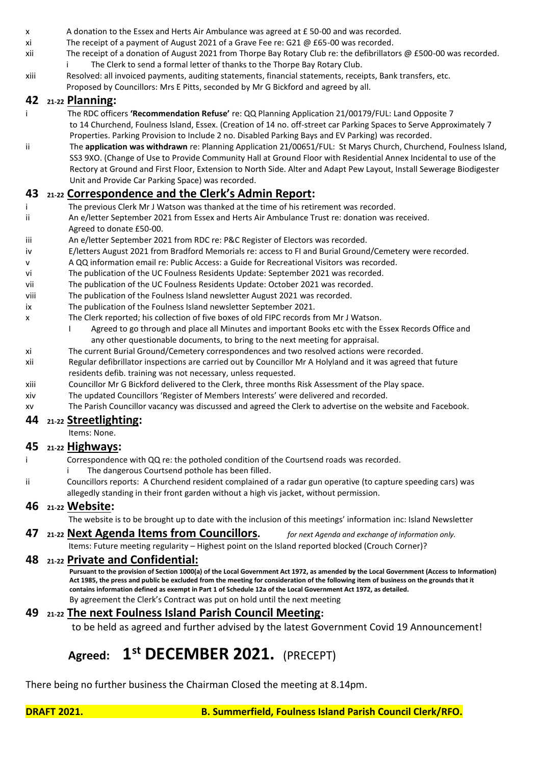x A donation to the Essex and Herts Air Ambulance was agreed at £ 50-00 and was recorded.

xi The receipt of a payment of August 2021 of a Grave Fee re: G21 @ £65-00 was recorded.

xii The receipt of a donation of August 2021 from Thorpe Bay Rotary Club re: the defibrillators @ £500-00 was recorded.

i The Clerk to send a formal letter of thanks to the Thorpe Bay Rotary Club.

xiii Resolved: all invoiced payments, auditing statements, financial statements, receipts, Bank transfers, etc. Proposed by Councillors: Mrs E Pitts, seconded by Mr G Bickford and agreed by all.

## 42 21-22 Planning:

i The RDC officers **'Recommendation Refuse'** re: QQ Planning Application 21/00179/FUL: Land Opposite 7 to 14 Churchend, Foulness Island, Essex. (Creation of 14 no. off-street car Parking Spaces to Serve Approximately 7 Properties. Parking Provision to Include 2 no. Disabled Parking Bays and EV Parking) was recorded.

ii The **application was withdrawn** re: Planning Application 21/00651/FUL: St Marys Church, Churchend, Foulness Island, SS3 9XO. (Change of Use to Provide Community Hall at Ground Floor with Residential Annex Incidental to use of the Rectory at Ground and First Floor, Extension to North Side. Alter and Adapt Pew Layout, Install Sewerage Biodigester Unit and Provide Car Parking Space) was recorded.

## 43 21-22 Correspondence and the Clerk's Admin Report:

i The previous Clerk Mr J Watson was thanked at the time of his retirement was recorded.

ii An e/letter September 2021 from Essex and Herts Air Ambulance Trust re: donation was received. Agreed to donate £50-00.

iii An e/letter September 2021 from RDC re: P&C Register of Electors was recorded.

iv E/letters August 2021 from Bradford Memorials re: access to FI and Burial Ground/Cemetery were recorded.

v A QQ information email re: Public Access: a Guide for Recreational Visitors was recorded.

vi The publication of the UC Foulness Residents Update: September 2021 was recorded.

vii The publication of the UC Foulness Residents Update: October 2021 was recorded.

viii The publication of the Foulness Island newsletter August 2021 was recorded.

ix The publication of the Foulness Island newsletter September 2021.

x The Clerk reported; his collection of five boxes of old FIPC records from Mr J Watson.

I Agreed to go through and place all Minutes and important Books etc with the Essex Records Office and any other questionable documents, to bring to the next meeting for appraisal.

xi The current Burial Ground/Cemetery correspondences and two resolved actions were recorded.

xii Regular defibrillator inspections are carried out by Councillor Mr A Holyland and it was agreed that future residents defib. training was not necessary, unless requested.

xiii Councillor Mr G Bickford delivered to the Clerk, three months Risk Assessment of the Play space.

xiv The updated Councillors 'Register of Members Interests' were delivered and recorded.

xv The Parish Councillor vacancy was discussed and agreed the Clerk to advertise on the website and Facebook.

## 44 21-22 Streetlighting:

Items: None.

## 45 21-22 Highways:

i Correspondence with QQ re: the potholed condition of the Courtsend roads was recorded.

i The dangerous Courtsend pothole has been filled.

ii Councillors reports: A Churchend resident complained of a radar gun operative (to capture speeding cars) was allegedly standing in their front garden without a high vis jacket, without permission.

## 46 21-22 Website:

The website is to be brought up to date with the inclusion of this meetings' information inc: Island Newsletter

## 47 21-22 Next Agenda Items from Councillors. *for next Agenda and exchange of information only.*

Items: Future meeting regularity – Highest point on the Island reported blocked (Crouch Corner)?

## 48 21-22 Private and Confidential:

**Pursuant to the provision of Section 1000(a) of the Local Government Act 1972, as amended by the Local Government (Access to Information) Act 1985, the press and public be excluded from the meeting for consideration of the following item of business on the grounds that it contains information defined as exempt in Part 1 of Schedule 12a of the Local Government Act 1972, as detailed.**

By agreement the Clerk's Contract was put on hold until the next meeting

## 49 21-22 The next Foulness Island Parish Council Meeting:

to be held as agreed and further advised by the latest Government Covid 19 Announcement!

# Agreed: 1st DECEMBER 2021. (PRECEPT)

There being no further business the Chairman Closed the meeting at 8.14pm.

**DRAFT 2021.** **B. Summerfield, Foulness Island Parish Council Clerk/RFO.**